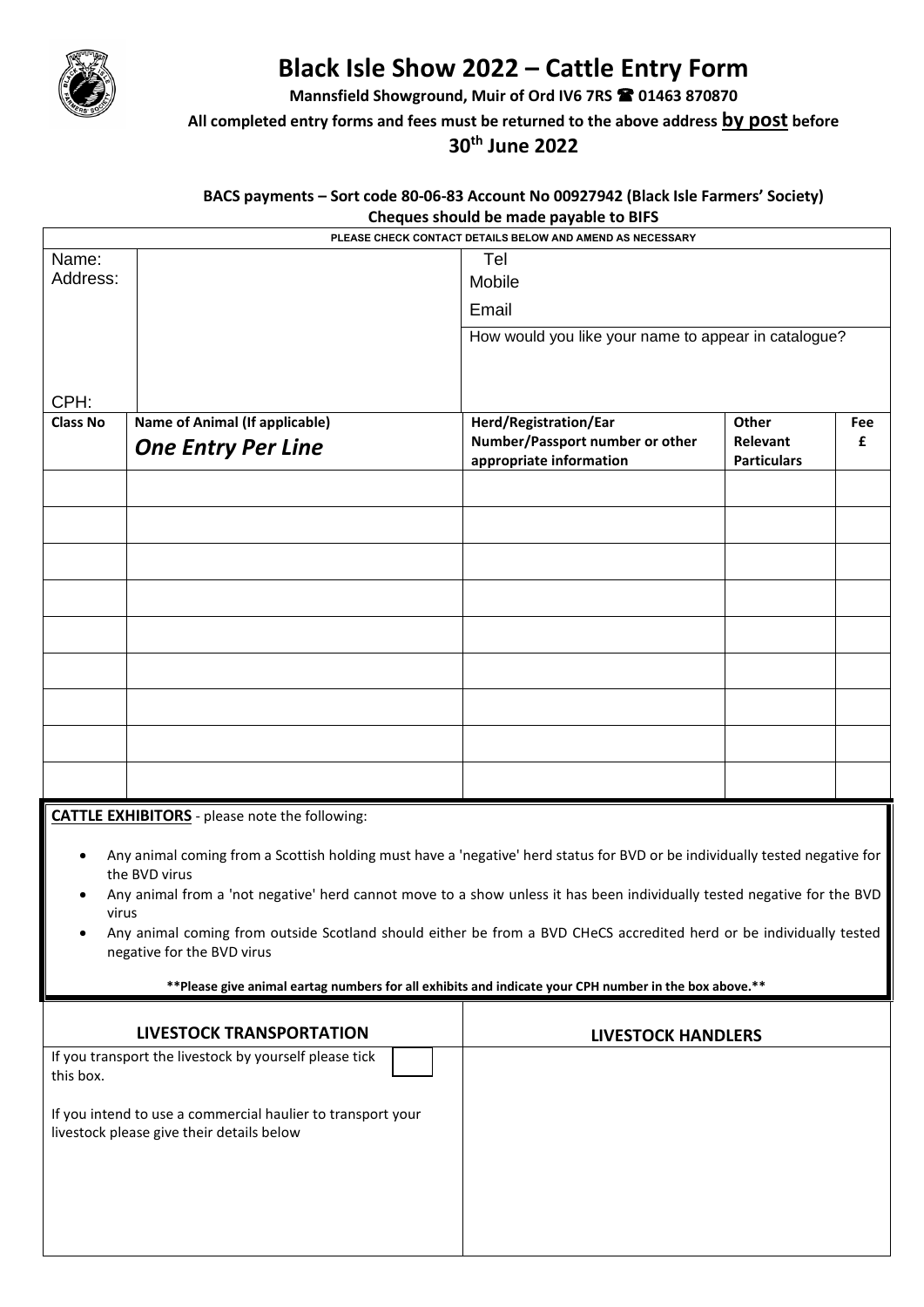# Black Isle Show 2022 – Cattle Entry Form

**Mannsfield Showground, Muir of Ord IV6 7RS ☎ 01463 870870**

**All completed entry forms and fees must be returned to the above address by post before 30th June 2022**

**BACS payments – Sort code 80-06-83 Account No 00927942 (Black Isle Farmers' Society)**
**Cheques should be made payable to BIFS**

**PLEASE CHECK CONTACT DETAILS BELOW AND AMEND AS NECESSARY**

| | |
|---|---|
| Name:<br>Address:<br><br>CPH: | Tel<br>Mobile<br>Email<br>How would you like your name to appear in catalogue? |

| Class No | Name of Animal (If applicable) *One Entry Per Line* | Herd/Registration/Ear Number/Passport number or other appropriate information | Other Relevant Particulars | Fee £ |
|---|---|---|---|---|
| | | | | |
| | | | | |
| | | | | |
| | | | | |
| | | | | |
| | | | | |
| | | | | |
| | | | | |
| | | | | |

**CATTLE EXHIBITORS** - please note the following:

- Any animal coming from a Scottish holding must have a 'negative' herd status for BVD or be individually tested negative for the BVD virus
- Any animal from a 'not negative' herd cannot move to a show unless it has been individually tested negative for the BVD virus
- Any animal coming from outside Scotland should either be from a BVD CHeCS accredited herd or be individually tested negative for the BVD virus

**\*\*Please give animal eartag numbers for all exhibits and indicate your CPH number in the box above.\*\***

| LIVESTOCK TRANSPORTATION | LIVESTOCK HANDLERS |
|---|---|
| If you transport the livestock by yourself please tick this box. ☐<br><br>If you intend to use a commercial haulier to transport your livestock please give their details below | |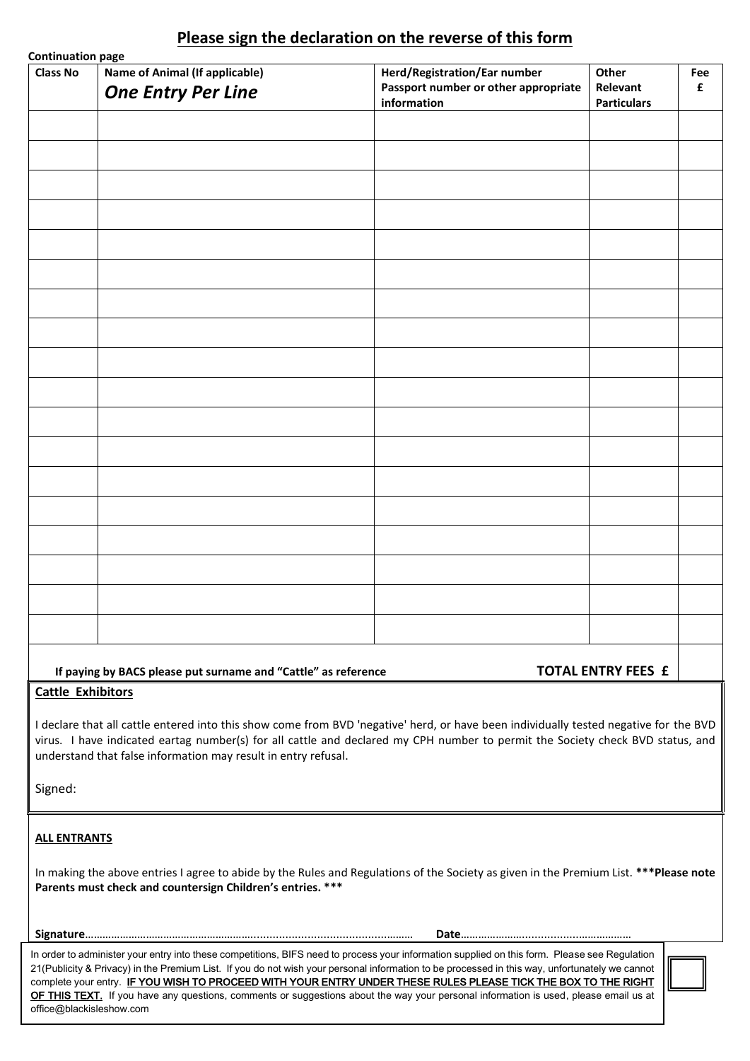## Please sign the declaration on the reverse of this form

**Continuation page**

| Class No | Name of Animal (If applicable) *One Entry Per Line* | Herd/Registration/Ear number Passport number or other appropriate information | Other Relevant Particulars | Fee £ |
|---|---|---|---|---|
| | | | | |
| | | | | |
| | | | | |
| | | | | |
| | | | | |
| | | | | |
| | | | | |
| | | | | |
| | | | | |
| | | | | |
| | | | | |
| | | | | |
| | | | | |
| | | | | |
| | | | | |
| | | | | |
| | | | | |
| | | | | |
| **If paying by BACS please put surname and "Cattle" as reference** | | | **TOTAL ENTRY FEES £** | |

**Cattle Exhibitors**

I declare that all cattle entered into this show come from BVD 'negative' herd, or have been individually tested negative for the BVD virus. I have indicated eartag number(s) for all cattle and declared my CPH number to permit the Society check BVD status, and understand that false information may result in entry refusal.

Signed:

**ALL ENTRANTS**

In making the above entries I agree to abide by the Rules and Regulations of the Society as given in the Premium List. **\*\*\*Please note Parents must check and countersign Children's entries. \*\*\***

**Signature**……………………………………………………………………………………… **Date**………………………………………………

In order to administer your entry into these competitions, BIFS need to process your information supplied on this form. Please see Regulation 21(Publicity & Privacy) in the Premium List. If you do not wish your personal information to be processed in this way, unfortunately we cannot complete your entry. **IF YOU WISH TO PROCEED WITH YOUR ENTRY UNDER THESE RULES PLEASE TICK THE BOX TO THE RIGHT OF THIS TEXT.** If you have any questions, comments or suggestions about the way your personal information is used, please email us at office@blackisleshow.com

☐